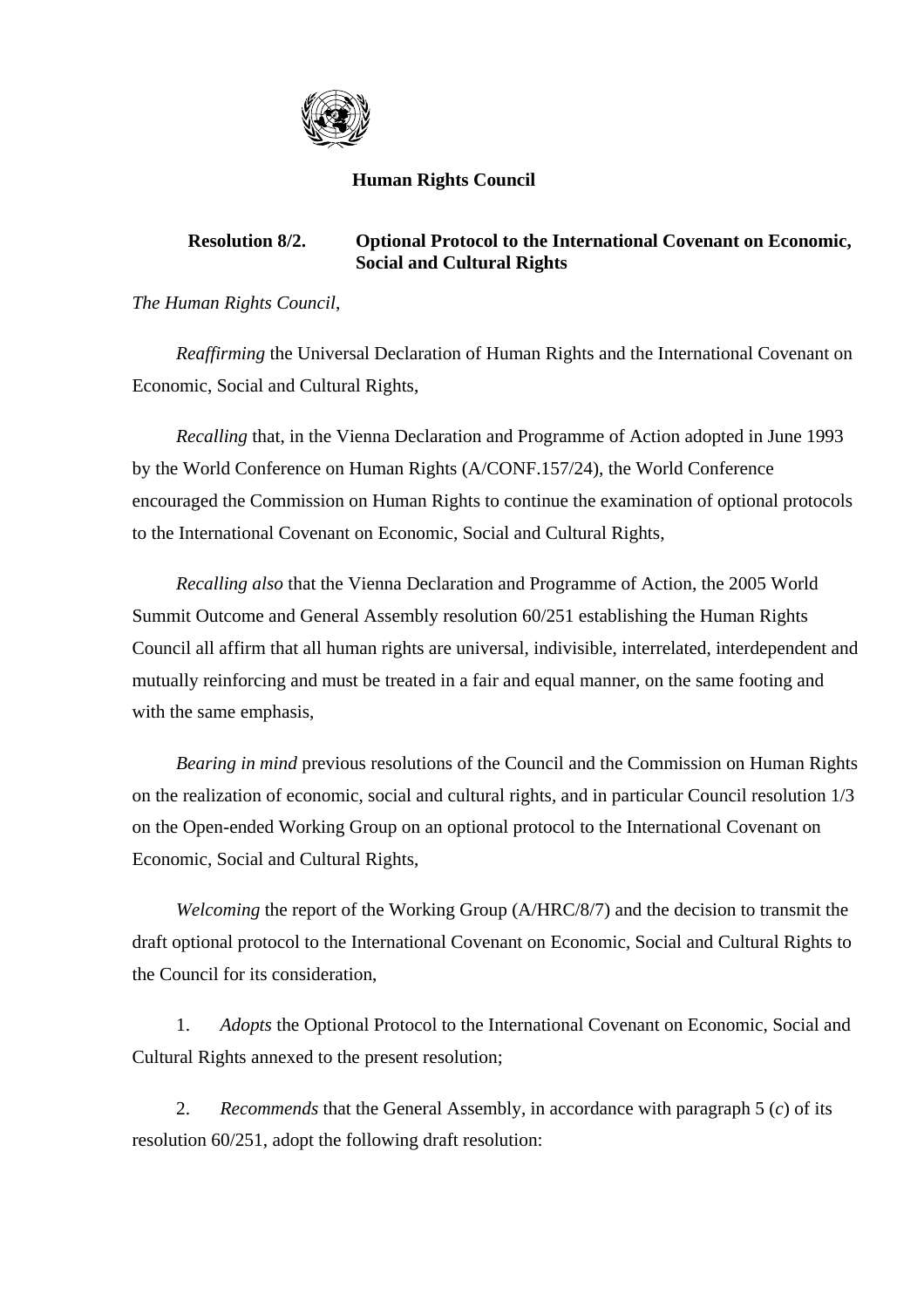**Human Rights Council**

**Resolution 8/2. Optional Protocol to the International Covenant on Economic, Social and Cultural Rights**

*The Human Rights Council*,

*Reaffirming* the Universal Declaration of Human Rights and the International Covenant on Economic, Social and Cultural Rights,

*Recalling* that, in the Vienna Declaration and Programme of Action adopted in June 1993 by the World Conference on Human Rights (A/CONF.157/24), the World Conference encouraged the Commission on Human Rights to continue the examination of optional protocols to the International Covenant on Economic, Social and Cultural Rights,

*Recalling also* that the Vienna Declaration and Programme of Action, the 2005 World Summit Outcome and General Assembly resolution 60/251 establishing the Human Rights Council all affirm that all human rights are universal, indivisible, interrelated, interdependent and mutually reinforcing and must be treated in a fair and equal manner, on the same footing and with the same emphasis,

*Bearing in mind* previous resolutions of the Council and the Commission on Human Rights on the realization of economic, social and cultural rights, and in particular Council resolution 1/3 on the Open-ended Working Group on an optional protocol to the International Covenant on Economic, Social and Cultural Rights,

*Welcoming* the report of the Working Group (A/HRC/8/7) and the decision to transmit the draft optional protocol to the International Covenant on Economic, Social and Cultural Rights to the Council for its consideration,

1. *Adopts* the Optional Protocol to the International Covenant on Economic, Social and Cultural Rights annexed to the present resolution;

2. *Recommends* that the General Assembly, in accordance with paragraph 5 (*c*) of its resolution 60/251, adopt the following draft resolution: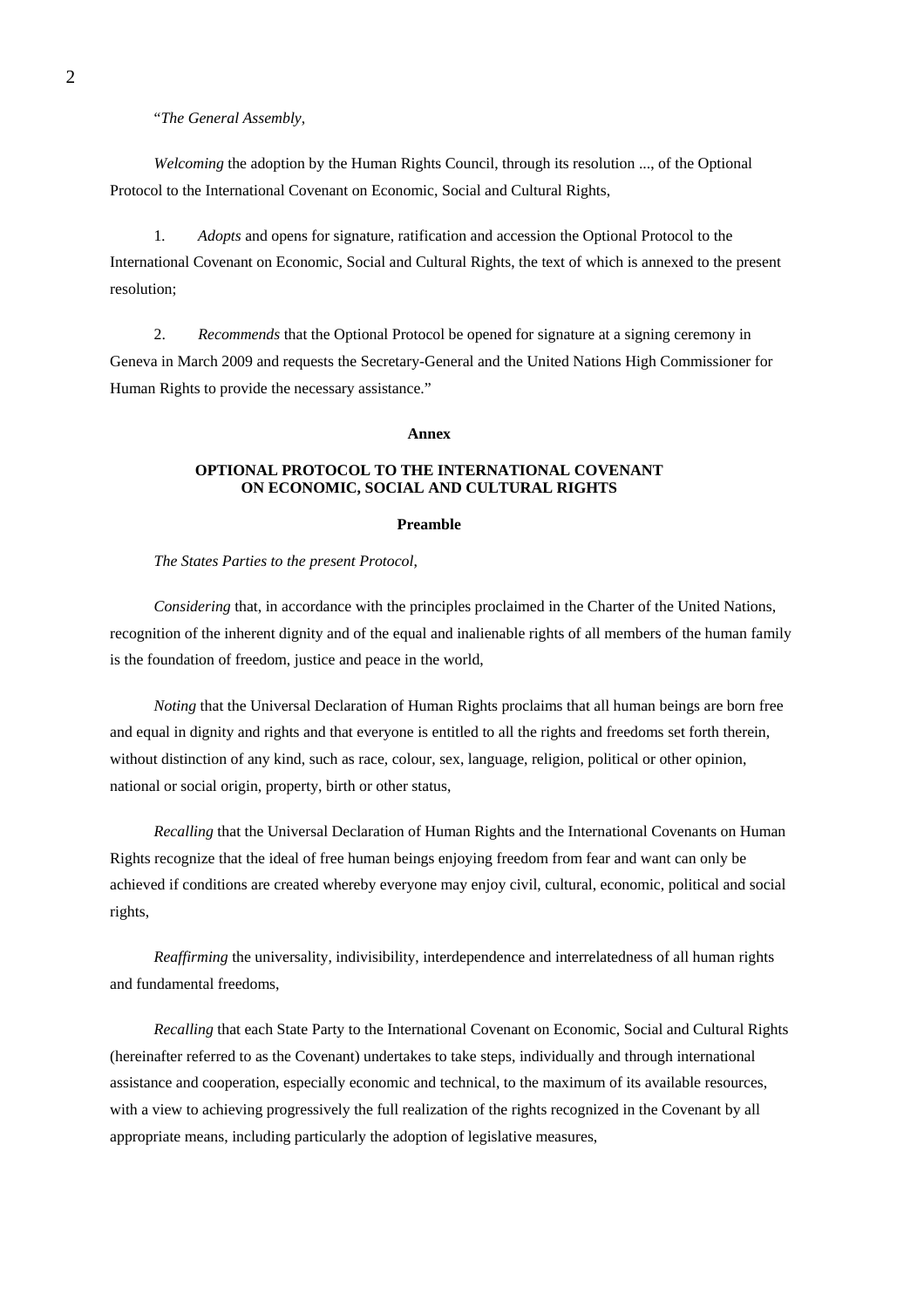"*The General Assembly*,

*Welcoming* the adoption by the Human Rights Council, through its resolution ..., of the Optional Protocol to the International Covenant on Economic, Social and Cultural Rights,

1. *Adopts* and opens for signature, ratification and accession the Optional Protocol to the International Covenant on Economic, Social and Cultural Rights, the text of which is annexed to the present resolution;

2. *Recommends* that the Optional Protocol be opened for signature at a signing ceremony in Geneva in March 2009 and requests the Secretary-General and the United Nations High Commissioner for Human Rights to provide the necessary assistance."

**Annex**

## OPTIONAL PROTOCOL TO THE INTERNATIONAL COVENANT ON ECONOMIC, SOCIAL AND CULTURAL RIGHTS

### Preamble

*The States Parties to the present Protocol*,

*Considering* that, in accordance with the principles proclaimed in the Charter of the United Nations, recognition of the inherent dignity and of the equal and inalienable rights of all members of the human family is the foundation of freedom, justice and peace in the world,

*Noting* that the Universal Declaration of Human Rights proclaims that all human beings are born free and equal in dignity and rights and that everyone is entitled to all the rights and freedoms set forth therein, without distinction of any kind, such as race, colour, sex, language, religion, political or other opinion, national or social origin, property, birth or other status,

*Recalling* that the Universal Declaration of Human Rights and the International Covenants on Human Rights recognize that the ideal of free human beings enjoying freedom from fear and want can only be achieved if conditions are created whereby everyone may enjoy civil, cultural, economic, political and social rights,

*Reaffirming* the universality, indivisibility, interdependence and interrelatedness of all human rights and fundamental freedoms,

*Recalling* that each State Party to the International Covenant on Economic, Social and Cultural Rights (hereinafter referred to as the Covenant) undertakes to take steps, individually and through international assistance and cooperation, especially economic and technical, to the maximum of its available resources, with a view to achieving progressively the full realization of the rights recognized in the Covenant by all appropriate means, including particularly the adoption of legislative measures,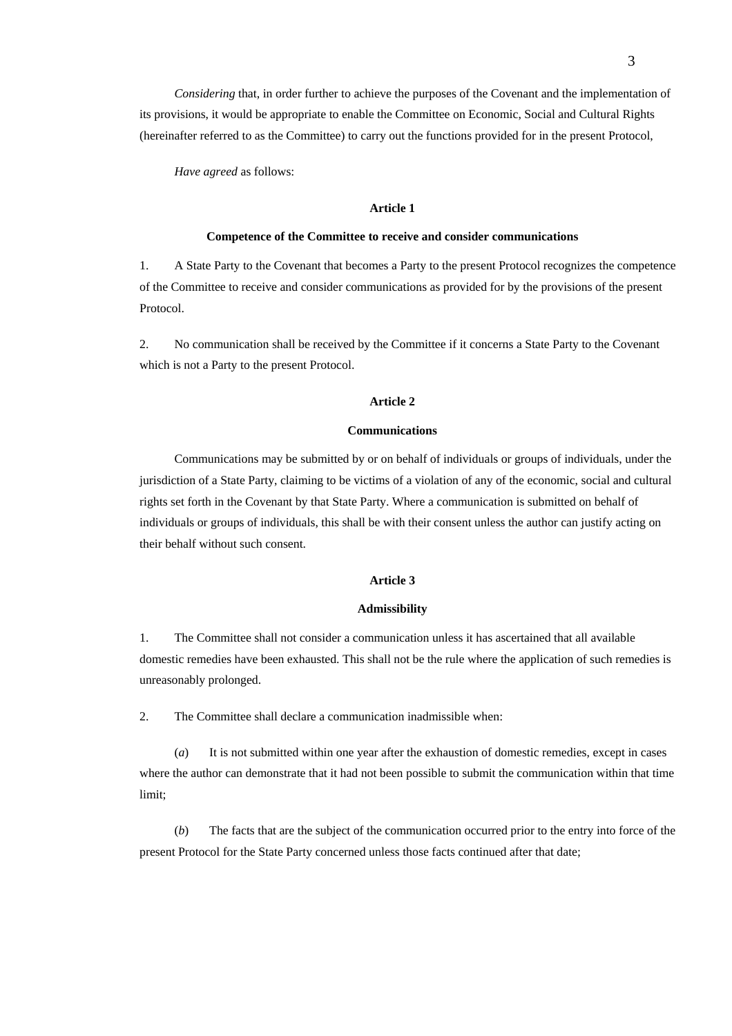*Considering* that, in order further to achieve the purposes of the Covenant and the implementation of its provisions, it would be appropriate to enable the Committee on Economic, Social and Cultural Rights (hereinafter referred to as the Committee) to carry out the functions provided for in the present Protocol,

*Have agreed* as follows:

**Article 1**

**Competence of the Committee to receive and consider communications**

1. A State Party to the Covenant that becomes a Party to the present Protocol recognizes the competence of the Committee to receive and consider communications as provided for by the provisions of the present Protocol.

2. No communication shall be received by the Committee if it concerns a State Party to the Covenant which is not a Party to the present Protocol.

**Article 2**

**Communications**

Communications may be submitted by or on behalf of individuals or groups of individuals, under the jurisdiction of a State Party, claiming to be victims of a violation of any of the economic, social and cultural rights set forth in the Covenant by that State Party. Where a communication is submitted on behalf of individuals or groups of individuals, this shall be with their consent unless the author can justify acting on their behalf without such consent.

**Article 3**

**Admissibility**

1. The Committee shall not consider a communication unless it has ascertained that all available domestic remedies have been exhausted. This shall not be the rule where the application of such remedies is unreasonably prolonged.

2. The Committee shall declare a communication inadmissible when:

(*a*) It is not submitted within one year after the exhaustion of domestic remedies, except in cases where the author can demonstrate that it had not been possible to submit the communication within that time limit;

(*b*) The facts that are the subject of the communication occurred prior to the entry into force of the present Protocol for the State Party concerned unless those facts continued after that date;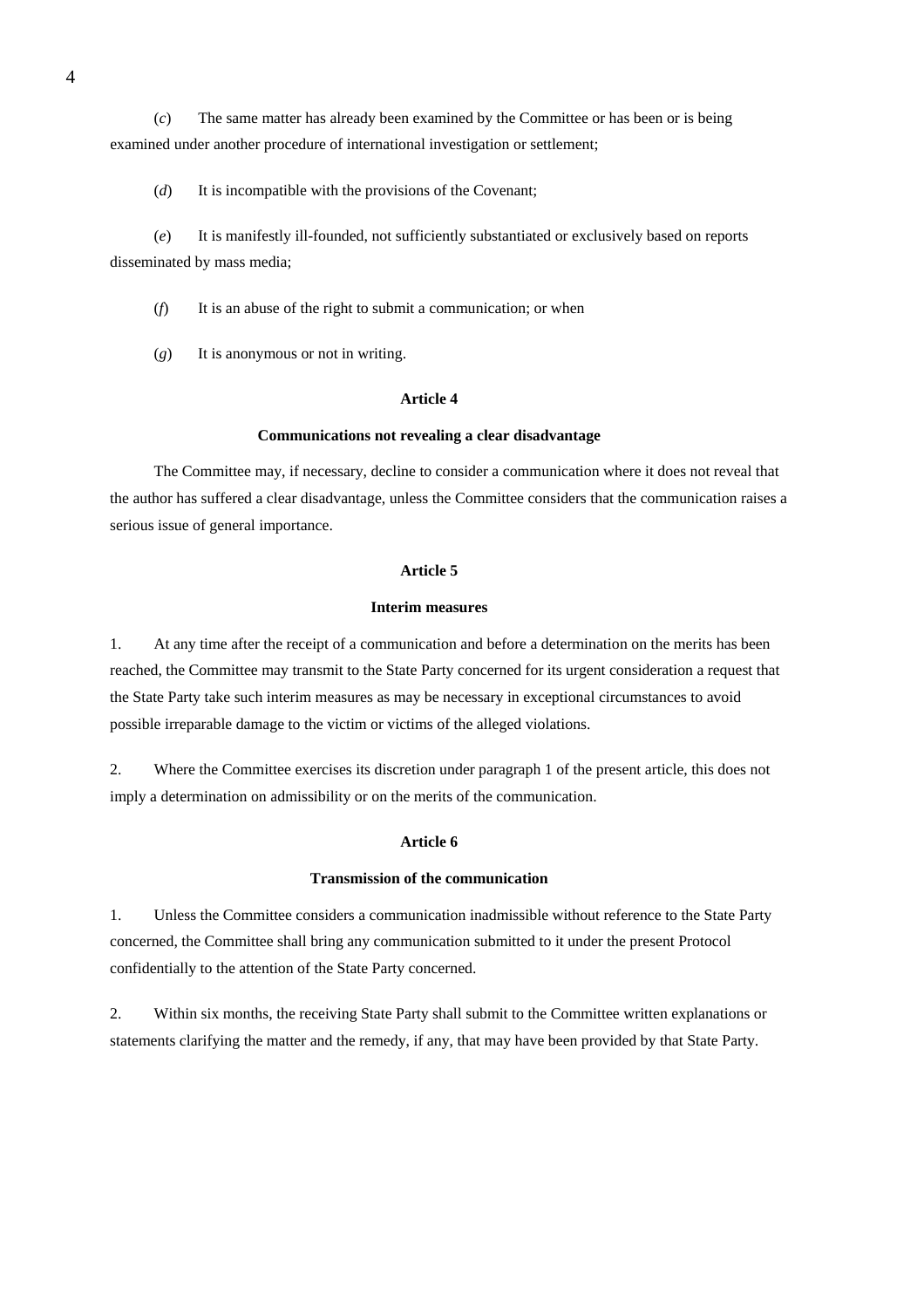(*c*) The same matter has already been examined by the Committee or has been or is being examined under another procedure of international investigation or settlement;

(*d*) It is incompatible with the provisions of the Covenant;

(*e*) It is manifestly ill-founded, not sufficiently substantiated or exclusively based on reports disseminated by mass media;

(*f*) It is an abuse of the right to submit a communication; or when

(*g*) It is anonymous or not in writing.

**Article 4**

**Communications not revealing a clear disadvantage**

The Committee may, if necessary, decline to consider a communication where it does not reveal that the author has suffered a clear disadvantage, unless the Committee considers that the communication raises a serious issue of general importance.

**Article 5**

**Interim measures**

1. At any time after the receipt of a communication and before a determination on the merits has been reached, the Committee may transmit to the State Party concerned for its urgent consideration a request that the State Party take such interim measures as may be necessary in exceptional circumstances to avoid possible irreparable damage to the victim or victims of the alleged violations.

2. Where the Committee exercises its discretion under paragraph 1 of the present article, this does not imply a determination on admissibility or on the merits of the communication.

**Article 6**

**Transmission of the communication**

1. Unless the Committee considers a communication inadmissible without reference to the State Party concerned, the Committee shall bring any communication submitted to it under the present Protocol confidentially to the attention of the State Party concerned.

2. Within six months, the receiving State Party shall submit to the Committee written explanations or statements clarifying the matter and the remedy, if any, that may have been provided by that State Party.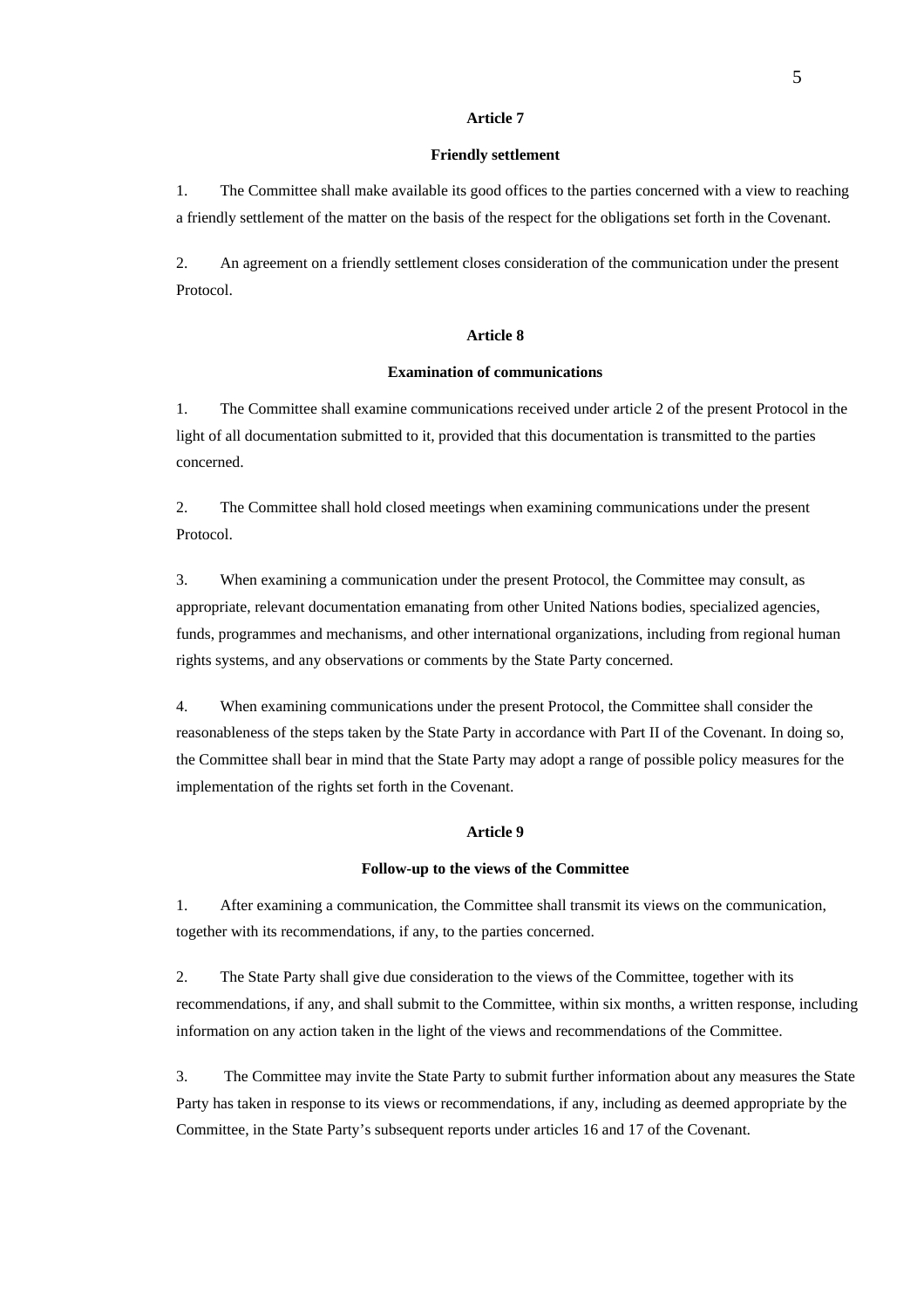**Article 7**

**Friendly settlement**

1. The Committee shall make available its good offices to the parties concerned with a view to reaching a friendly settlement of the matter on the basis of the respect for the obligations set forth in the Covenant.

2. An agreement on a friendly settlement closes consideration of the communication under the present Protocol.

**Article 8**

**Examination of communications**

1. The Committee shall examine communications received under article 2 of the present Protocol in the light of all documentation submitted to it, provided that this documentation is transmitted to the parties concerned.

2. The Committee shall hold closed meetings when examining communications under the present Protocol.

3. When examining a communication under the present Protocol, the Committee may consult, as appropriate, relevant documentation emanating from other United Nations bodies, specialized agencies, funds, programmes and mechanisms, and other international organizations, including from regional human rights systems, and any observations or comments by the State Party concerned.

4. When examining communications under the present Protocol, the Committee shall consider the reasonableness of the steps taken by the State Party in accordance with Part II of the Covenant. In doing so, the Committee shall bear in mind that the State Party may adopt a range of possible policy measures for the implementation of the rights set forth in the Covenant.

**Article 9**

**Follow-up to the views of the Committee**

1. After examining a communication, the Committee shall transmit its views on the communication, together with its recommendations, if any, to the parties concerned.

2. The State Party shall give due consideration to the views of the Committee, together with its recommendations, if any, and shall submit to the Committee, within six months, a written response, including information on any action taken in the light of the views and recommendations of the Committee.

3. The Committee may invite the State Party to submit further information about any measures the State Party has taken in response to its views or recommendations, if any, including as deemed appropriate by the Committee, in the State Party's subsequent reports under articles 16 and 17 of the Covenant.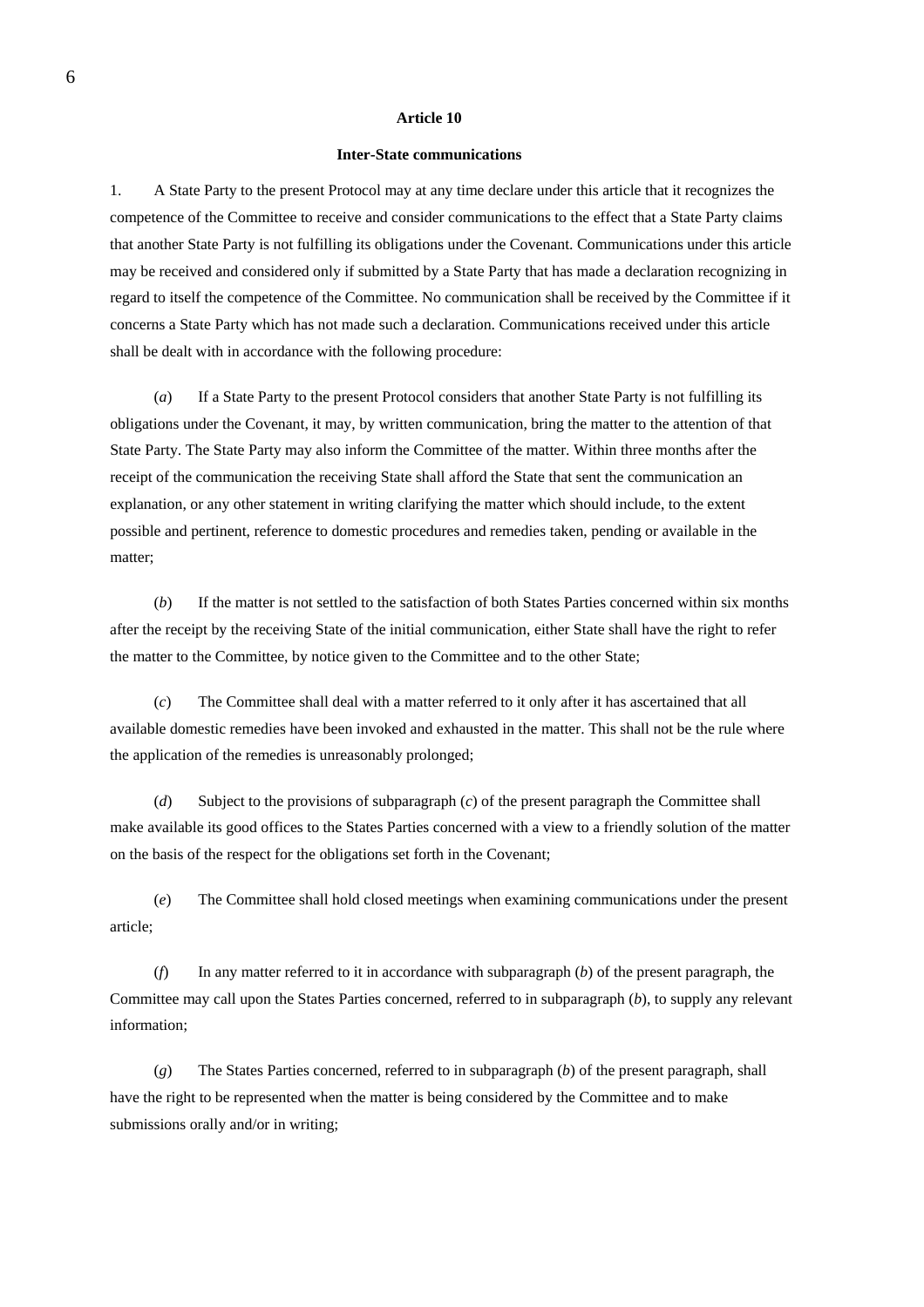### Article 10

### Inter-State communications

1. A State Party to the present Protocol may at any time declare under this article that it recognizes the competence of the Committee to receive and consider communications to the effect that a State Party claims that another State Party is not fulfilling its obligations under the Covenant. Communications under this article may be received and considered only if submitted by a State Party that has made a declaration recognizing in regard to itself the competence of the Committee. No communication shall be received by the Committee if it concerns a State Party which has not made such a declaration. Communications received under this article shall be dealt with in accordance with the following procedure:

(*a*) If a State Party to the present Protocol considers that another State Party is not fulfilling its obligations under the Covenant, it may, by written communication, bring the matter to the attention of that State Party. The State Party may also inform the Committee of the matter. Within three months after the receipt of the communication the receiving State shall afford the State that sent the communication an explanation, or any other statement in writing clarifying the matter which should include, to the extent possible and pertinent, reference to domestic procedures and remedies taken, pending or available in the matter;

(*b*) If the matter is not settled to the satisfaction of both States Parties concerned within six months after the receipt by the receiving State of the initial communication, either State shall have the right to refer the matter to the Committee, by notice given to the Committee and to the other State;

(*c*) The Committee shall deal with a matter referred to it only after it has ascertained that all available domestic remedies have been invoked and exhausted in the matter. This shall not be the rule where the application of the remedies is unreasonably prolonged;

(*d*) Subject to the provisions of subparagraph (*c*) of the present paragraph the Committee shall make available its good offices to the States Parties concerned with a view to a friendly solution of the matter on the basis of the respect for the obligations set forth in the Covenant;

(*e*) The Committee shall hold closed meetings when examining communications under the present article;

(*f*) In any matter referred to it in accordance with subparagraph (*b*) of the present paragraph, the Committee may call upon the States Parties concerned, referred to in subparagraph (*b*), to supply any relevant information;

(*g*) The States Parties concerned, referred to in subparagraph (*b*) of the present paragraph, shall have the right to be represented when the matter is being considered by the Committee and to make submissions orally and/or in writing;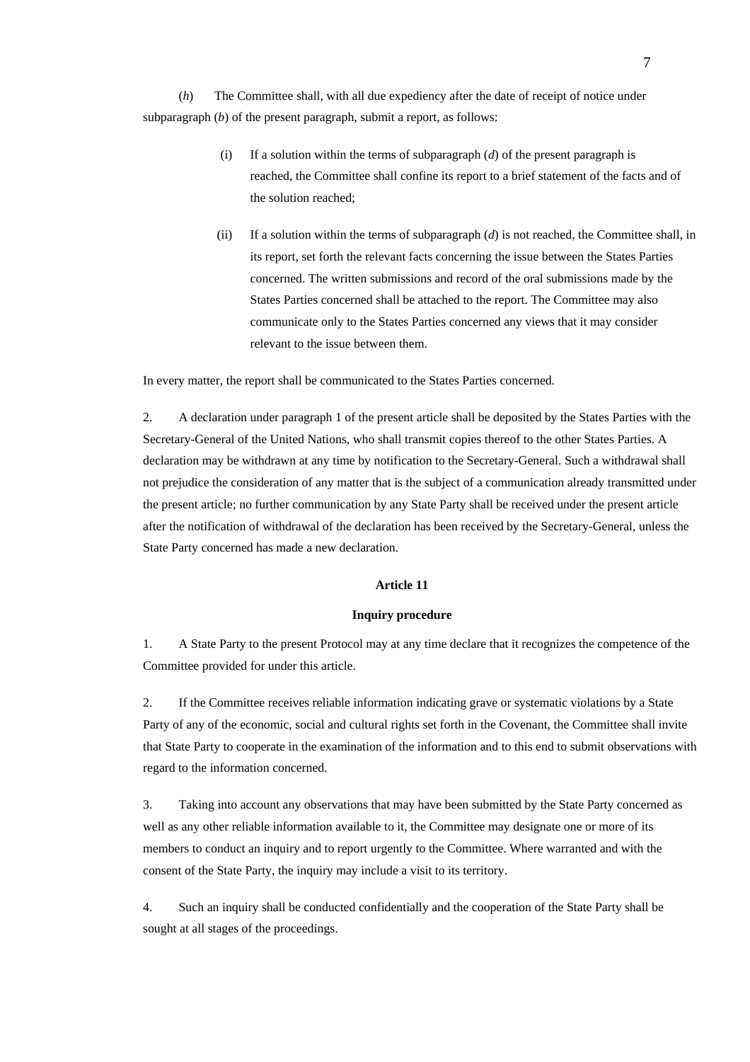(*h*) The Committee shall, with all due expediency after the date of receipt of notice under subparagraph (*b*) of the present paragraph, submit a report, as follows:

(i) If a solution within the terms of subparagraph (*d*) of the present paragraph is reached, the Committee shall confine its report to a brief statement of the facts and of the solution reached;

(ii) If a solution within the terms of subparagraph (*d*) is not reached, the Committee shall, in its report, set forth the relevant facts concerning the issue between the States Parties concerned. The written submissions and record of the oral submissions made by the States Parties concerned shall be attached to the report. The Committee may also communicate only to the States Parties concerned any views that it may consider relevant to the issue between them.

In every matter, the report shall be communicated to the States Parties concerned.

2. A declaration under paragraph 1 of the present article shall be deposited by the States Parties with the Secretary-General of the United Nations, who shall transmit copies thereof to the other States Parties. A declaration may be withdrawn at any time by notification to the Secretary-General. Such a withdrawal shall not prejudice the consideration of any matter that is the subject of a communication already transmitted under the present article; no further communication by any State Party shall be received under the present article after the notification of withdrawal of the declaration has been received by the Secretary-General, unless the State Party concerned has made a new declaration.

**Article 11**

**Inquiry procedure**

1. A State Party to the present Protocol may at any time declare that it recognizes the competence of the Committee provided for under this article.

2. If the Committee receives reliable information indicating grave or systematic violations by a State Party of any of the economic, social and cultural rights set forth in the Covenant, the Committee shall invite that State Party to cooperate in the examination of the information and to this end to submit observations with regard to the information concerned.

3. Taking into account any observations that may have been submitted by the State Party concerned as well as any other reliable information available to it, the Committee may designate one or more of its members to conduct an inquiry and to report urgently to the Committee. Where warranted and with the consent of the State Party, the inquiry may include a visit to its territory.

4. Such an inquiry shall be conducted confidentially and the cooperation of the State Party shall be sought at all stages of the proceedings.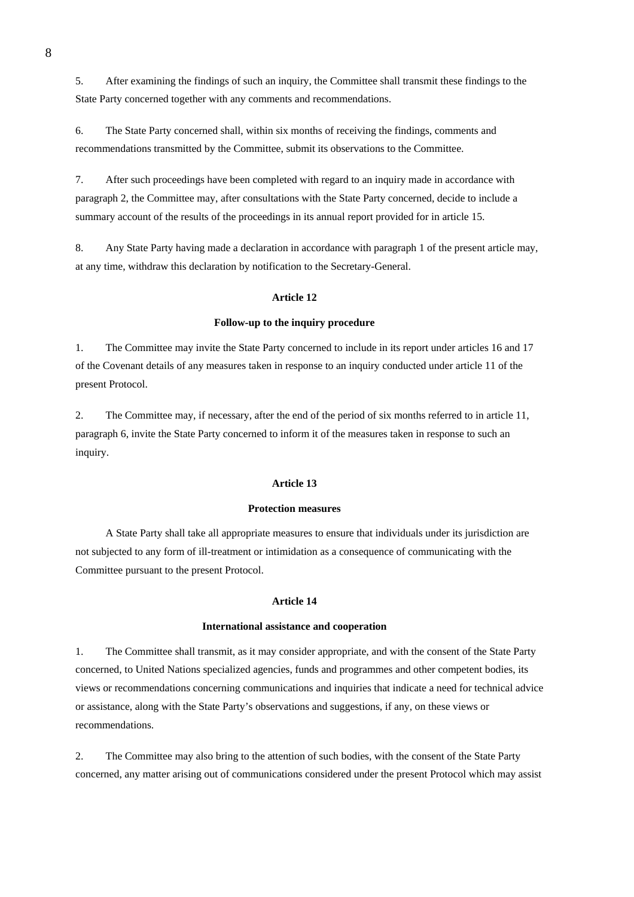5. After examining the findings of such an inquiry, the Committee shall transmit these findings to the State Party concerned together with any comments and recommendations.

6. The State Party concerned shall, within six months of receiving the findings, comments and recommendations transmitted by the Committee, submit its observations to the Committee.

7. After such proceedings have been completed with regard to an inquiry made in accordance with paragraph 2, the Committee may, after consultations with the State Party concerned, decide to include a summary account of the results of the proceedings in its annual report provided for in article 15.

8. Any State Party having made a declaration in accordance with paragraph 1 of the present article may, at any time, withdraw this declaration by notification to the Secretary-General.

**Article 12**

**Follow-up to the inquiry procedure**

1. The Committee may invite the State Party concerned to include in its report under articles 16 and 17 of the Covenant details of any measures taken in response to an inquiry conducted under article 11 of the present Protocol.

2. The Committee may, if necessary, after the end of the period of six months referred to in article 11, paragraph 6, invite the State Party concerned to inform it of the measures taken in response to such an inquiry.

**Article 13**

**Protection measures**

A State Party shall take all appropriate measures to ensure that individuals under its jurisdiction are not subjected to any form of ill-treatment or intimidation as a consequence of communicating with the Committee pursuant to the present Protocol.

**Article 14**

**International assistance and cooperation**

1. The Committee shall transmit, as it may consider appropriate, and with the consent of the State Party concerned, to United Nations specialized agencies, funds and programmes and other competent bodies, its views or recommendations concerning communications and inquiries that indicate a need for technical advice or assistance, along with the State Party's observations and suggestions, if any, on these views or recommendations.

2. The Committee may also bring to the attention of such bodies, with the consent of the State Party concerned, any matter arising out of communications considered under the present Protocol which may assist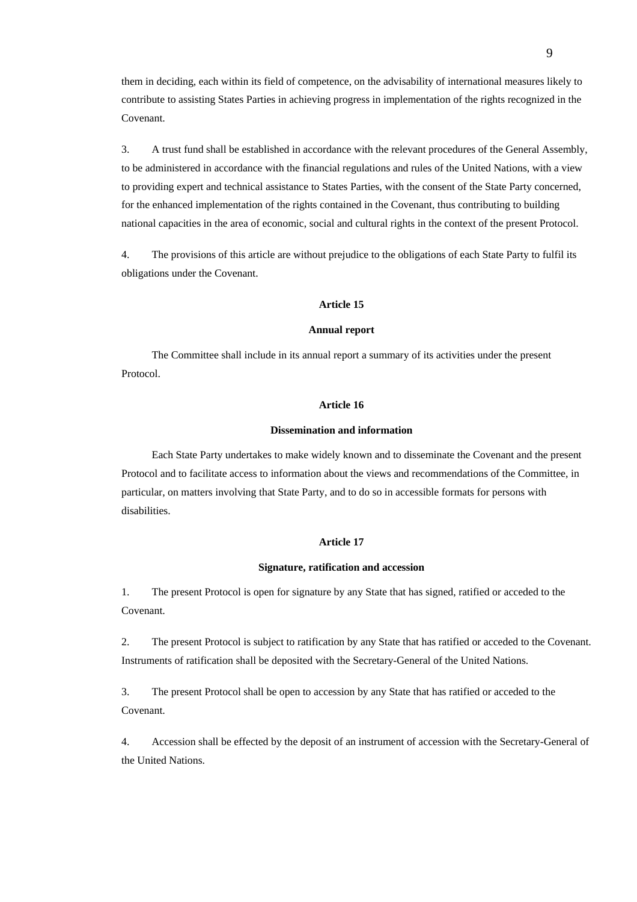them in deciding, each within its field of competence, on the advisability of international measures likely to contribute to assisting States Parties in achieving progress in implementation of the rights recognized in the Covenant.

3. A trust fund shall be established in accordance with the relevant procedures of the General Assembly, to be administered in accordance with the financial regulations and rules of the United Nations, with a view to providing expert and technical assistance to States Parties, with the consent of the State Party concerned, for the enhanced implementation of the rights contained in the Covenant, thus contributing to building national capacities in the area of economic, social and cultural rights in the context of the present Protocol.

4. The provisions of this article are without prejudice to the obligations of each State Party to fulfil its obligations under the Covenant.

**Article 15**

**Annual report**

The Committee shall include in its annual report a summary of its activities under the present Protocol.

**Article 16**

**Dissemination and information**

Each State Party undertakes to make widely known and to disseminate the Covenant and the present Protocol and to facilitate access to information about the views and recommendations of the Committee, in particular, on matters involving that State Party, and to do so in accessible formats for persons with disabilities.

**Article 17**

**Signature, ratification and accession**

1. The present Protocol is open for signature by any State that has signed, ratified or acceded to the Covenant.

2. The present Protocol is subject to ratification by any State that has ratified or acceded to the Covenant. Instruments of ratification shall be deposited with the Secretary-General of the United Nations.

3. The present Protocol shall be open to accession by any State that has ratified or acceded to the Covenant.

4. Accession shall be effected by the deposit of an instrument of accession with the Secretary-General of the United Nations.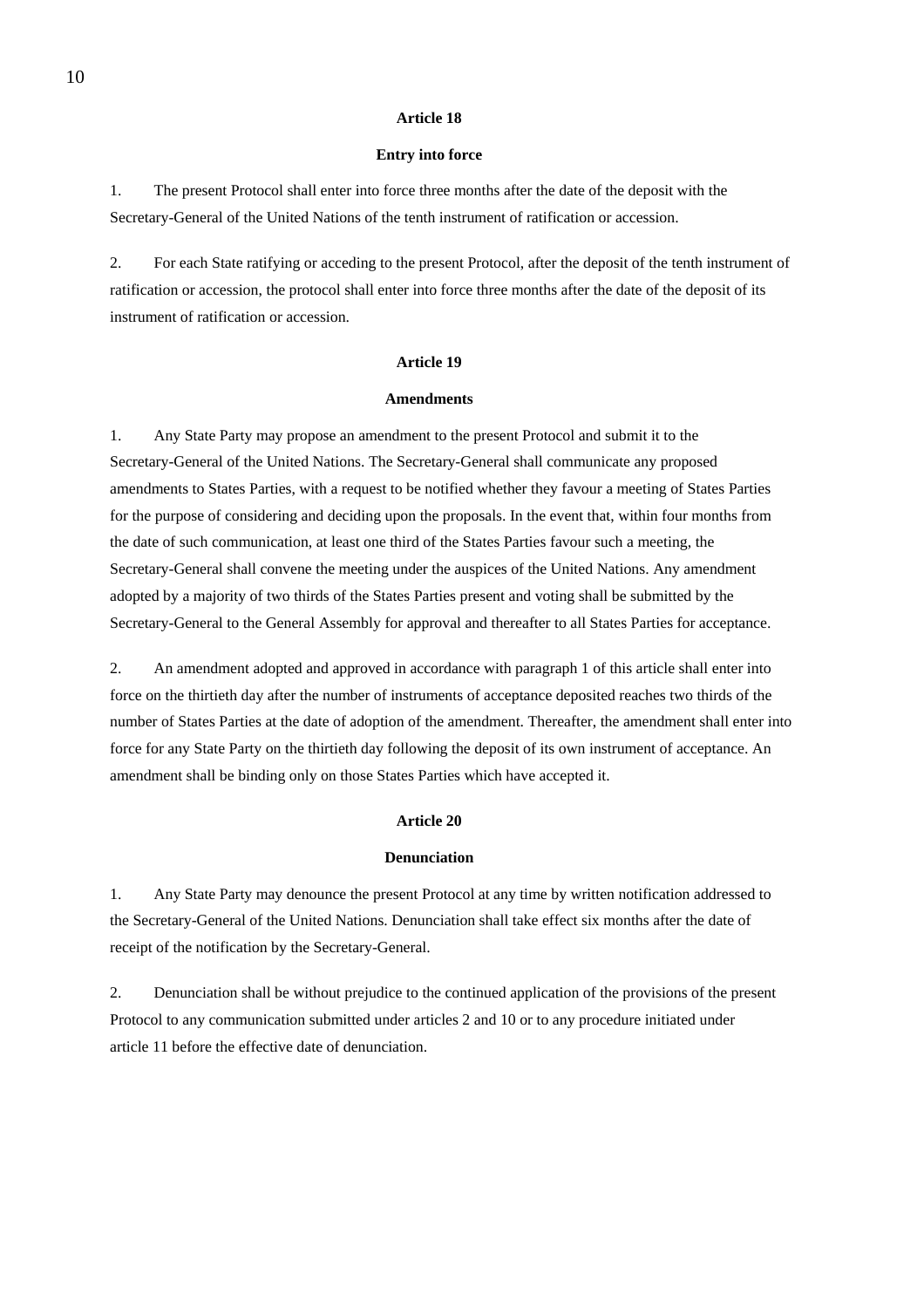### Article 18

#### Entry into force

1. The present Protocol shall enter into force three months after the date of the deposit with the Secretary-General of the United Nations of the tenth instrument of ratification or accession.

2. For each State ratifying or acceding to the present Protocol, after the deposit of the tenth instrument of ratification or accession, the protocol shall enter into force three months after the date of the deposit of its instrument of ratification or accession.

### Article 19

#### Amendments

1. Any State Party may propose an amendment to the present Protocol and submit it to the Secretary-General of the United Nations. The Secretary-General shall communicate any proposed amendments to States Parties, with a request to be notified whether they favour a meeting of States Parties for the purpose of considering and deciding upon the proposals. In the event that, within four months from the date of such communication, at least one third of the States Parties favour such a meeting, the Secretary-General shall convene the meeting under the auspices of the United Nations. Any amendment adopted by a majority of two thirds of the States Parties present and voting shall be submitted by the Secretary-General to the General Assembly for approval and thereafter to all States Parties for acceptance.

2. An amendment adopted and approved in accordance with paragraph 1 of this article shall enter into force on the thirtieth day after the number of instruments of acceptance deposited reaches two thirds of the number of States Parties at the date of adoption of the amendment. Thereafter, the amendment shall enter into force for any State Party on the thirtieth day following the deposit of its own instrument of acceptance. An amendment shall be binding only on those States Parties which have accepted it.

### Article 20

#### Denunciation

1. Any State Party may denounce the present Protocol at any time by written notification addressed to the Secretary-General of the United Nations. Denunciation shall take effect six months after the date of receipt of the notification by the Secretary-General.

2. Denunciation shall be without prejudice to the continued application of the provisions of the present Protocol to any communication submitted under articles 2 and 10 or to any procedure initiated under article 11 before the effective date of denunciation.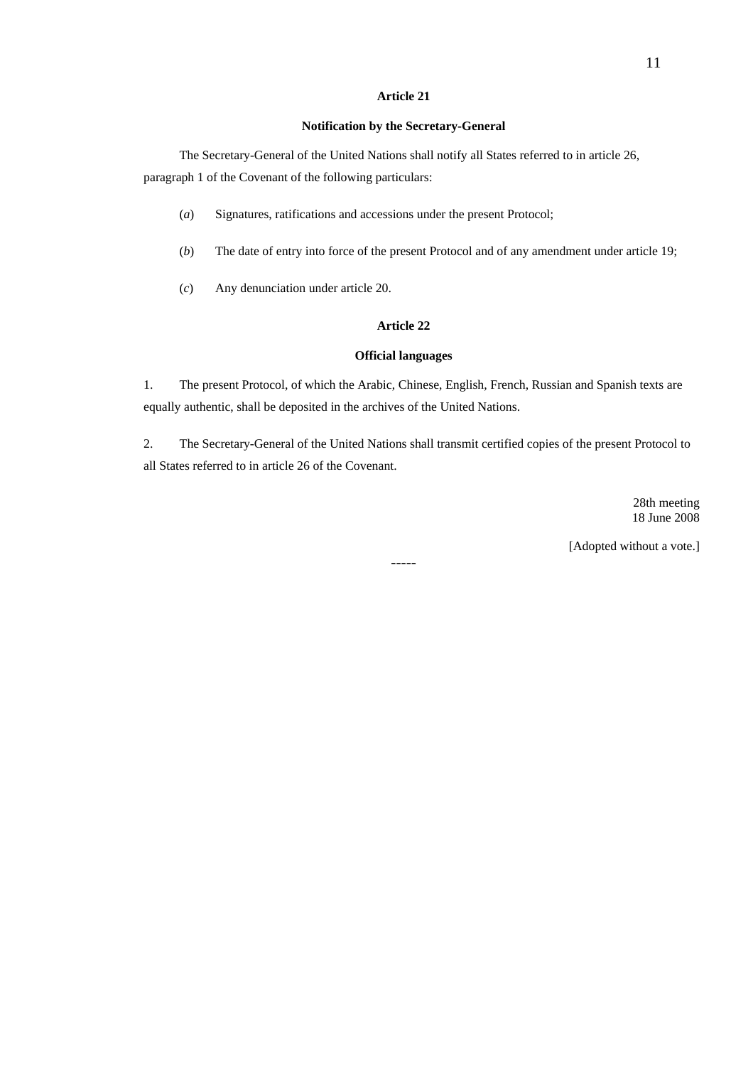### Article 21

#### Notification by the Secretary-General

The Secretary-General of the United Nations shall notify all States referred to in article 26, paragraph 1 of the Covenant of the following particulars:

(*a*) Signatures, ratifications and accessions under the present Protocol;

(*b*) The date of entry into force of the present Protocol and of any amendment under article 19;

(*c*) Any denunciation under article 20.

### Article 22

#### Official languages

1. The present Protocol, of which the Arabic, Chinese, English, French, Russian and Spanish texts are equally authentic, shall be deposited in the archives of the United Nations.

2. The Secretary-General of the United Nations shall transmit certified copies of the present Protocol to all States referred to in article 26 of the Covenant.

28th meeting
18 June 2008

[Adopted without a vote.]

-----